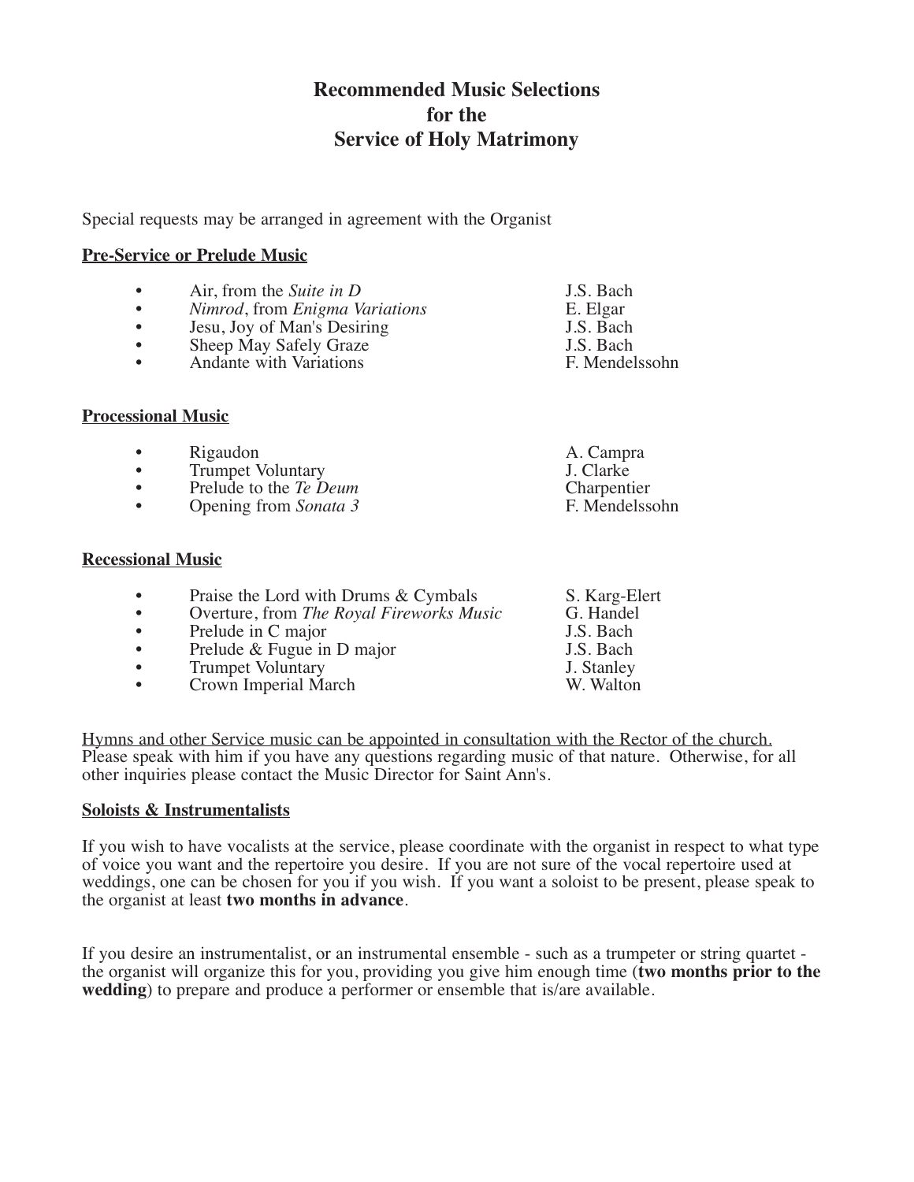# Recommended Music Selections for the Service of Holy Matrimony

Special requests may be arranged in agreement with the Organist

**Pre-Service or Prelude Music**

- Air, from the *Suite in D* — J.S. Bach
- *Nimrod*, from *Enigma Variations* — E. Elgar
- Jesu, Joy of Man's Desiring — J.S. Bach
- Sheep May Safely Graze — J.S. Bach
- Andante with Variations — F. Mendelssohn

**Processional Music**

- Rigaudon — A. Campra
- Trumpet Voluntary — J. Clarke
- Prelude to the *Te Deum* — Charpentier
- Opening from *Sonata 3* — F. Mendelssohn

**Recessional Music**

- Praise the Lord with Drums & Cymbals — S. Karg-Elert
- Overture, from *The Royal Fireworks Music* — G. Handel
- Prelude in C major — J.S. Bach
- Prelude & Fugue in D major — J.S. Bach
- Trumpet Voluntary — J. Stanley
- Crown Imperial March — W. Walton

Hymns and other Service music can be appointed in consultation with the Rector of the church. Please speak with him if you have any questions regarding music of that nature. Otherwise, for all other inquiries please contact the Music Director for Saint Ann's.

**Soloists & Instrumentalists**

If you wish to have vocalists at the service, please coordinate with the organist in respect to what type of voice you want and the repertoire you desire. If you are not sure of the vocal repertoire used at weddings, one can be chosen for you if you wish. If you want a soloist to be present, please speak to the organist at least **two months in advance**.

If you desire an instrumentalist, or an instrumental ensemble - such as a trumpeter or string quartet - the organist will organize this for you, providing you give him enough time (**two months prior to the wedding**) to prepare and produce a performer or ensemble that is/are available.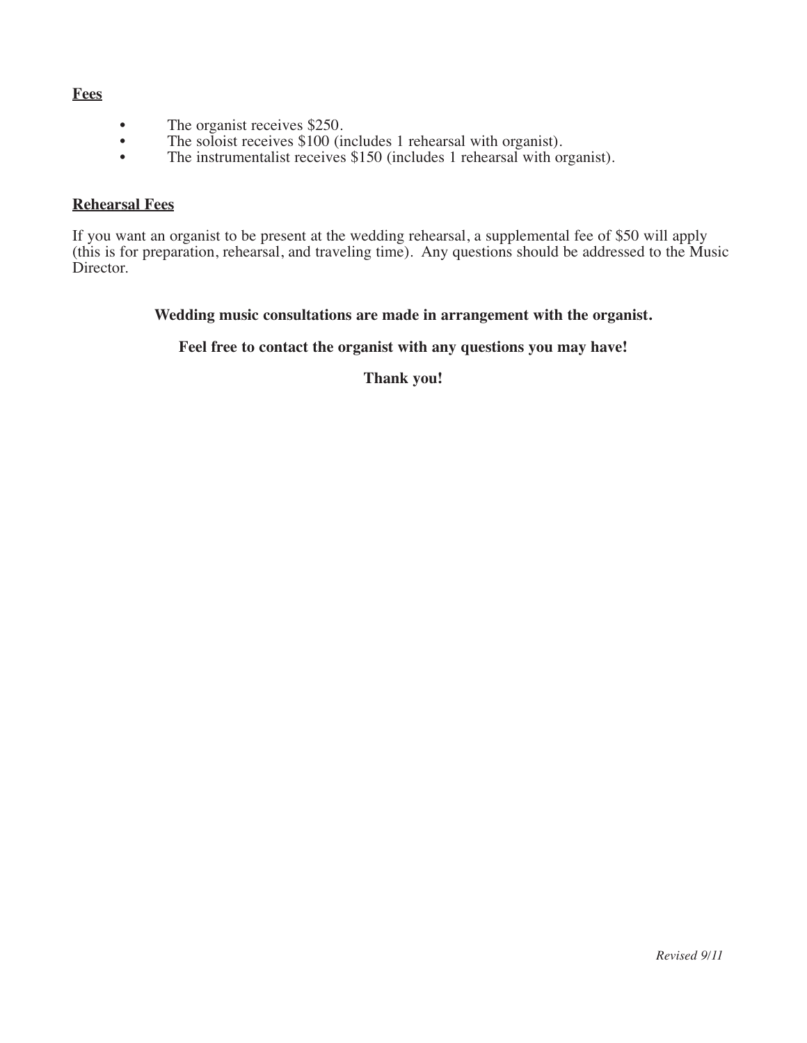**Fees**

- The organist receives $250.
- The soloist receives $100 (includes 1 rehearsal with organist).
- The instrumentalist receives $150 (includes 1 rehearsal with organist).

**Rehearsal Fees**

If you want an organist to be present at the wedding rehearsal, a supplemental fee of $50 will apply (this is for preparation, rehearsal, and traveling time). Any questions should be addressed to the Music Director.

**Wedding music consultations are made in arrangement with the organist.**

**Feel free to contact the organist with any questions you may have!**

**Thank you!**

*Revised 9/11*